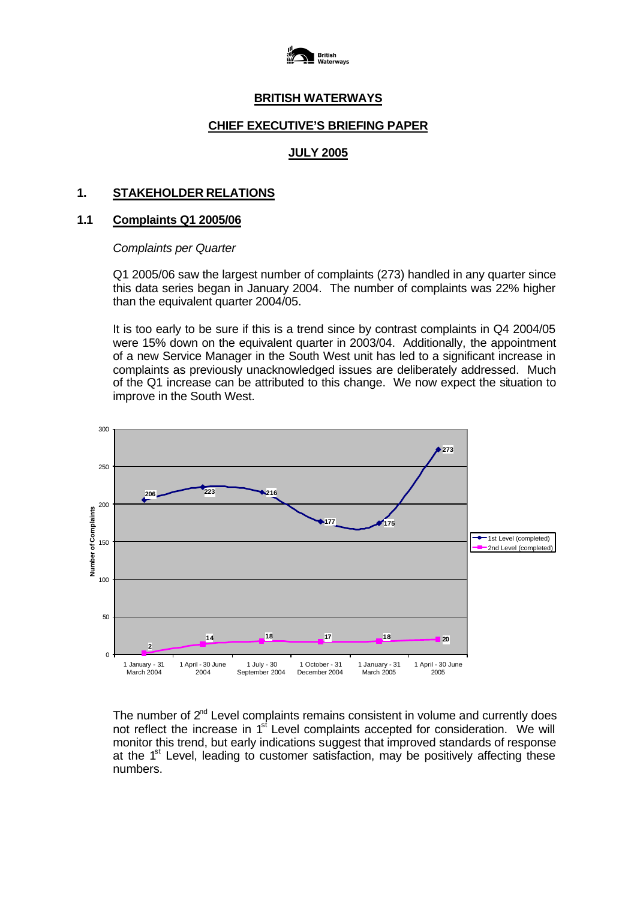# BRITISH WATERWAYS

## CHIEF EXECUTIVE'S BRIEFING PAPER

## JULY 2005

## 1. STAKEHOLDER RELATIONS

### 1.1 Complaints Q1 2005/06

*Complaints per Quarter*

Q1 2005/06 saw the largest number of complaints (273) handled in any quarter since this data series began in January 2004. The number of complaints was 22% higher than the equivalent quarter 2004/05.

It is too early to be sure if this is a trend since by contrast complaints in Q4 2004/05 were 15% down on the equivalent quarter in 2003/04. Additionally, the appointment of a new Service Manager in the South West unit has led to a significant increase in complaints as previously unacknowledged issues are deliberately addressed. Much of the Q1 increase can be attributed to this change. We now expect the situation to improve in the South West.

| Quarter | 1st Level (completed) | 2nd Level (completed) |
|---|---|---|
| 1 January - 31 March 2004 | 206 | 2 |
| 1 April - 30 June 2004 | 223 | 14 |
| 1 July - 30 September 2004 | 216 | 18 |
| 1 October - 31 December 2004 | 177 | 17 |
| 1 January - 31 March 2005 | 175 | 18 |
| 1 April - 30 June 2005 | 273 | 20 |

The number of 2nd Level complaints remains consistent in volume and currently does not reflect the increase in 1st Level complaints accepted for consideration. We will monitor this trend, but early indications suggest that improved standards of response at the 1st Level, leading to customer satisfaction, may be positively affecting these numbers.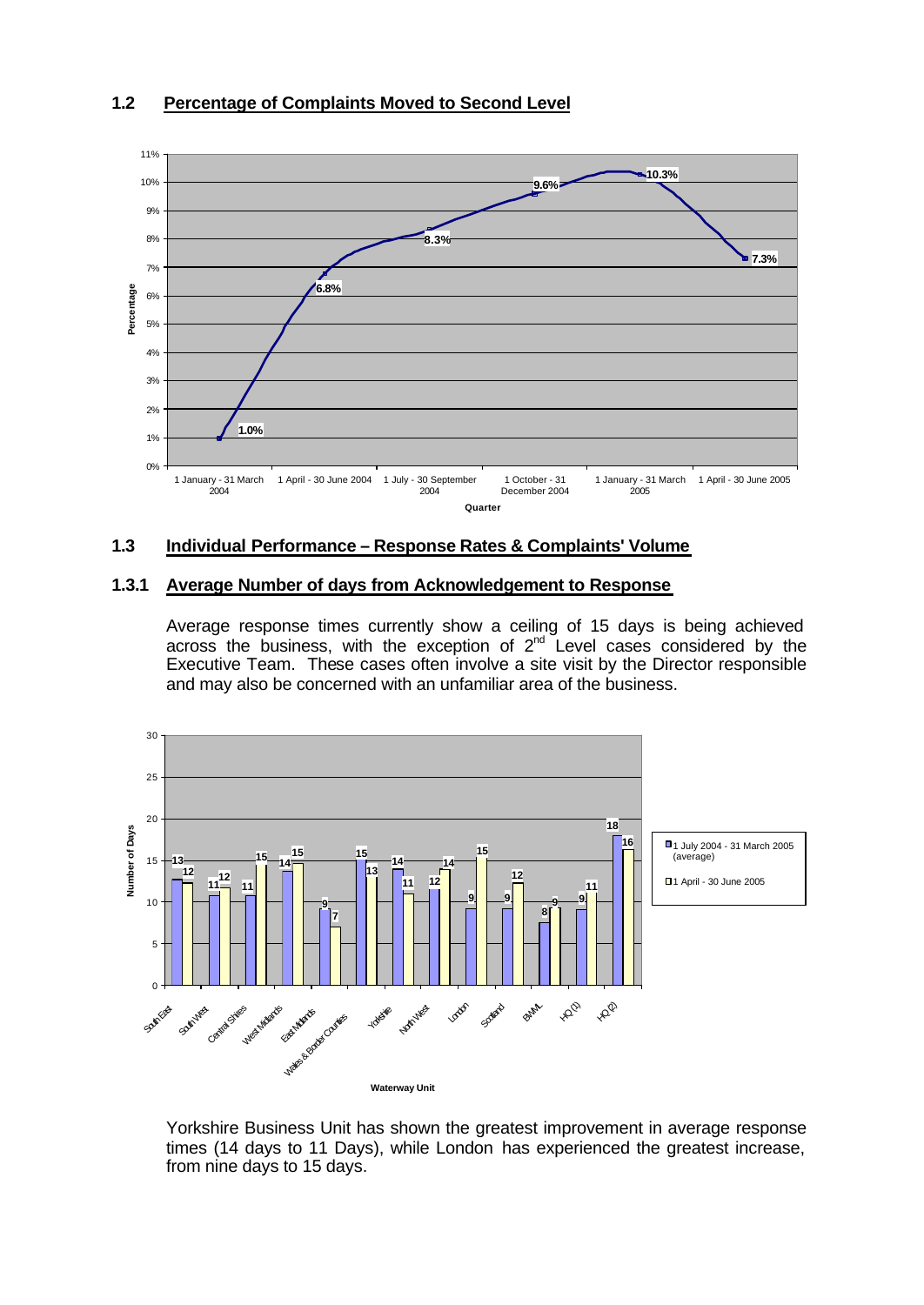## 1.2 Percentage of Complaints Moved to Second Level

| Quarter | Percentage |
|---|---|
| 1 January - 31 March 2004 | 1.0% |
| 1 April - 30 June 2004 | 6.8% |
| 1 July - 30 September 2004 | 8.3% |
| 1 October - 31 December 2004 | 9.6% |
| 1 January - 31 March 2005 | 10.3% |
| 1 April - 30 June 2005 | 7.3% |

## 1.3 Individual Performance – Response Rates & Complaints' Volume

### 1.3.1 Average Number of days from Acknowledgement to Response

Average response times currently show a ceiling of 15 days is being achieved across the business, with the exception of 2nd Level cases considered by the Executive Team. These cases often involve a site visit by the Director responsible and may also be concerned with an unfamiliar area of the business.

| Waterway Unit | 1 July 2004 - 31 March 2005 (average) | 1 April - 30 June 2005 |
|---|---|---|
| South East | 13 | 12 |
| South West | 11 | 12 |
| Central Shires | 11 | 15 |
| West Midlands | 14 | 15 |
| East Midlands | 9 | 7 |
| Wales & Border Counties | 15 | 13 |
| Yorkshire | 14 | 11 |
| North West | 12 | 14 |
| London | 9 | 15 |
| Scotland | 9 | 12 |
| BWML | 8 | 9 |
| HQ (1) | 9 | 11 |
| HQ (2) | 18 | 16 |

Yorkshire Business Unit has shown the greatest improvement in average response times (14 days to 11 Days), while London has experienced the greatest increase, from nine days to 15 days.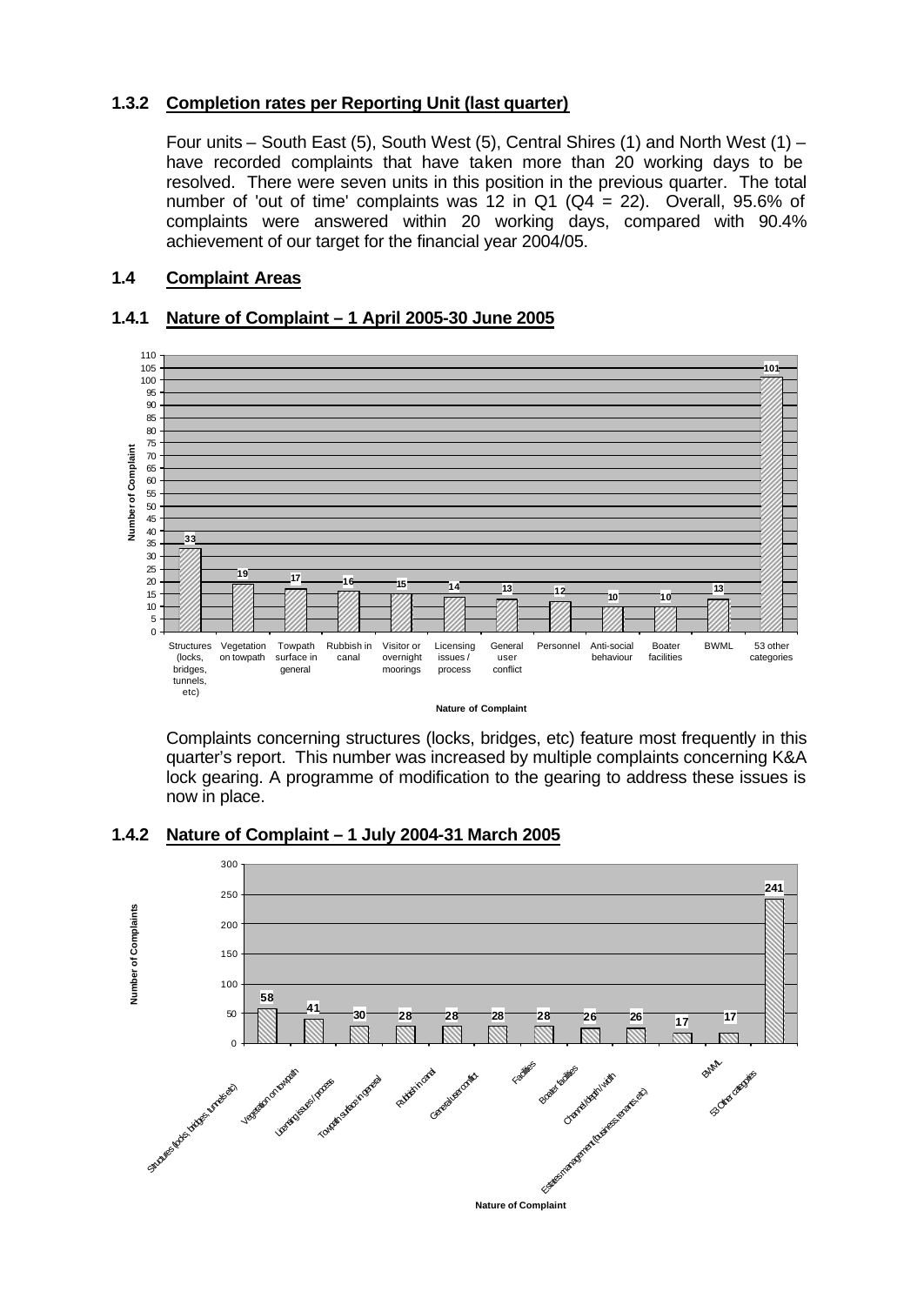### 1.3.2 Completion rates per Reporting Unit (last quarter)

Four units – South East (5), South West (5), Central Shires (1) and North West (1) – have recorded complaints that have taken more than 20 working days to be resolved. There were seven units in this position in the previous quarter. The total number of 'out of time' complaints was 12 in Q1 (Q4 = 22). Overall, 95.6% of complaints were answered within 20 working days, compared with 90.4% achievement of our target for the financial year 2004/05.

## 1.4 Complaint Areas

### 1.4.1 Nature of Complaint – 1 April 2005-30 June 2005

| Nature of Complaint | Number of Complaint |
|---|---|
| Structures (locks, bridges, tunnels, etc) | 33 |
| Vegetation on towpath | 19 |
| Towpath surface in general | 17 |
| Rubbish in canal | 16 |
| Visitor or overnight moorings | 15 |
| Licensing issues / process | 14 |
| General user conflict | 13 |
| Personnel | 12 |
| Anti-social behaviour | 10 |
| Boater facilities | 10 |
| BWML | 13 |
| 53 other categories | 101 |

Complaints concerning structures (locks, bridges, etc) feature most frequently in this quarter's report. This number was increased by multiple complaints concerning K&A lock gearing. A programme of modification to the gearing to address these issues is now in place.

### 1.4.2 Nature of Complaint – 1 July 2004-31 March 2005

| Nature of Complaint | Number of Complaints |
|---|---|
| Structures (locks, bridges, tunnels etc) | 58 |
| Vegetation on towpath | 41 |
| Licensing issues / process | 30 |
| Towpath surface in general | 28 |
| Rubbish in canal | 28 |
| General user conflict | 28 |
| Facilities | 28 |
| Boater facilities | 26 |
| Channel depth / width | 26 |
| Estates management (business, tenants, etc) | 17 |
| BWML | 17 |
| 53 Other categories | 241 |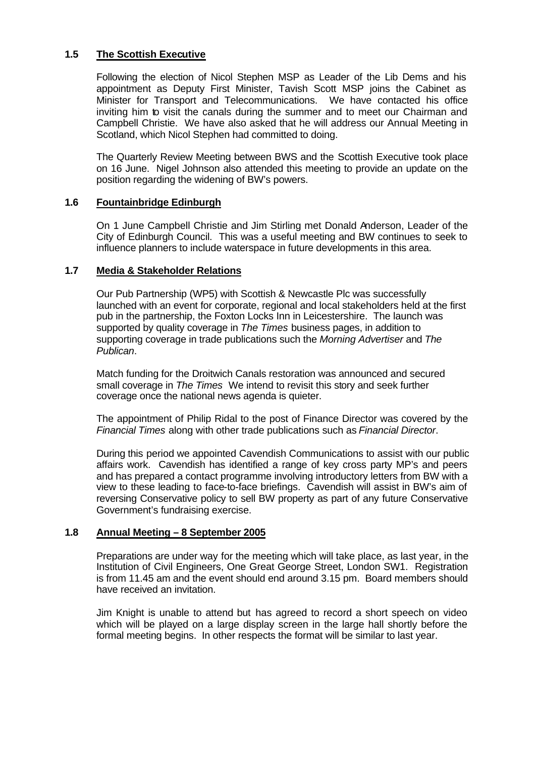### 1.5 The Scottish Executive

Following the election of Nicol Stephen MSP as Leader of the Lib Dems and his appointment as Deputy First Minister, Tavish Scott MSP joins the Cabinet as Minister for Transport and Telecommunications. We have contacted his office inviting him to visit the canals during the summer and to meet our Chairman and Campbell Christie. We have also asked that he will address our Annual Meeting in Scotland, which Nicol Stephen had committed to doing.

The Quarterly Review Meeting between BWS and the Scottish Executive took place on 16 June. Nigel Johnson also attended this meeting to provide an update on the position regarding the widening of BW's powers.

### 1.6 Fountainbridge Edinburgh

On 1 June Campbell Christie and Jim Stirling met Donald Anderson, Leader of the City of Edinburgh Council. This was a useful meeting and BW continues to seek to influence planners to include waterspace in future developments in this area.

### 1.7 Media & Stakeholder Relations

Our Pub Partnership (WP5) with Scottish & Newcastle Plc was successfully launched with an event for corporate, regional and local stakeholders held at the first pub in the partnership, the Foxton Locks Inn in Leicestershire. The launch was supported by quality coverage in *The Times* business pages, in addition to supporting coverage in trade publications such the *Morning Advertiser* and *The Publican*.

Match funding for the Droitwich Canals restoration was announced and secured small coverage in *The Times* We intend to revisit this story and seek further coverage once the national news agenda is quieter.

The appointment of Philip Ridal to the post of Finance Director was covered by the *Financial Times* along with other trade publications such as *Financial Director*.

During this period we appointed Cavendish Communications to assist with our public affairs work. Cavendish has identified a range of key cross party MP's and peers and has prepared a contact programme involving introductory letters from BW with a view to these leading to face-to-face briefings. Cavendish will assist in BW's aim of reversing Conservative policy to sell BW property as part of any future Conservative Government's fundraising exercise.

### 1.8 Annual Meeting – 8 September 2005

Preparations are under way for the meeting which will take place, as last year, in the Institution of Civil Engineers, One Great George Street, London SW1. Registration is from 11.45 am and the event should end around 3.15 pm. Board members should have received an invitation.

Jim Knight is unable to attend but has agreed to record a short speech on video which will be played on a large display screen in the large hall shortly before the formal meeting begins. In other respects the format will be similar to last year.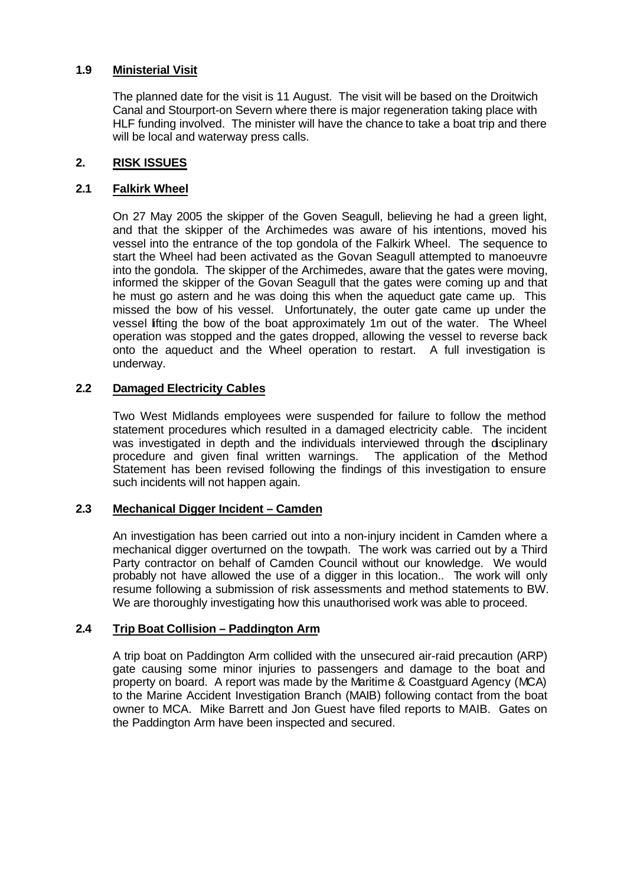### 1.9 Ministerial Visit

The planned date for the visit is 11 August. The visit will be based on the Droitwich Canal and Stourport-on Severn where there is major regeneration taking place with HLF funding involved. The minister will have the chance to take a boat trip and there will be local and waterway press calls.

## 2. RISK ISSUES

### 2.1 Falkirk Wheel

On 27 May 2005 the skipper of the Goven Seagull, believing he had a green light, and that the skipper of the Archimedes was aware of his intentions, moved his vessel into the entrance of the top gondola of the Falkirk Wheel. The sequence to start the Wheel had been activated as the Govan Seagull attempted to manoeuvre into the gondola. The skipper of the Archimedes, aware that the gates were moving, informed the skipper of the Govan Seagull that the gates were coming up and that he must go astern and he was doing this when the aqueduct gate came up. This missed the bow of his vessel. Unfortunately, the outer gate came up under the vessel lifting the bow of the boat approximately 1m out of the water. The Wheel operation was stopped and the gates dropped, allowing the vessel to reverse back onto the aqueduct and the Wheel operation to restart. A full investigation is underway.

### 2.2 Damaged Electricity Cables

Two West Midlands employees were suspended for failure to follow the method statement procedures which resulted in a damaged electricity cable. The incident was investigated in depth and the individuals interviewed through the disciplinary procedure and given final written warnings. The application of the Method Statement has been revised following the findings of this investigation to ensure such incidents will not happen again.

### 2.3 Mechanical Digger Incident – Camden

An investigation has been carried out into a non-injury incident in Camden where a mechanical digger overturned on the towpath. The work was carried out by a Third Party contractor on behalf of Camden Council without our knowledge. We would probably not have allowed the use of a digger in this location.. The work will only resume following a submission of risk assessments and method statements to BW. We are thoroughly investigating how this unauthorised work was able to proceed.

### 2.4 Trip Boat Collision – Paddington Arm

A trip boat on Paddington Arm collided with the unsecured air-raid precaution (ARP) gate causing some minor injuries to passengers and damage to the boat and property on board. A report was made by the Maritime & Coastguard Agency (MCA) to the Marine Accident Investigation Branch (MAIB) following contact from the boat owner to MCA. Mike Barrett and Jon Guest have filed reports to MAIB. Gates on the Paddington Arm have been inspected and secured.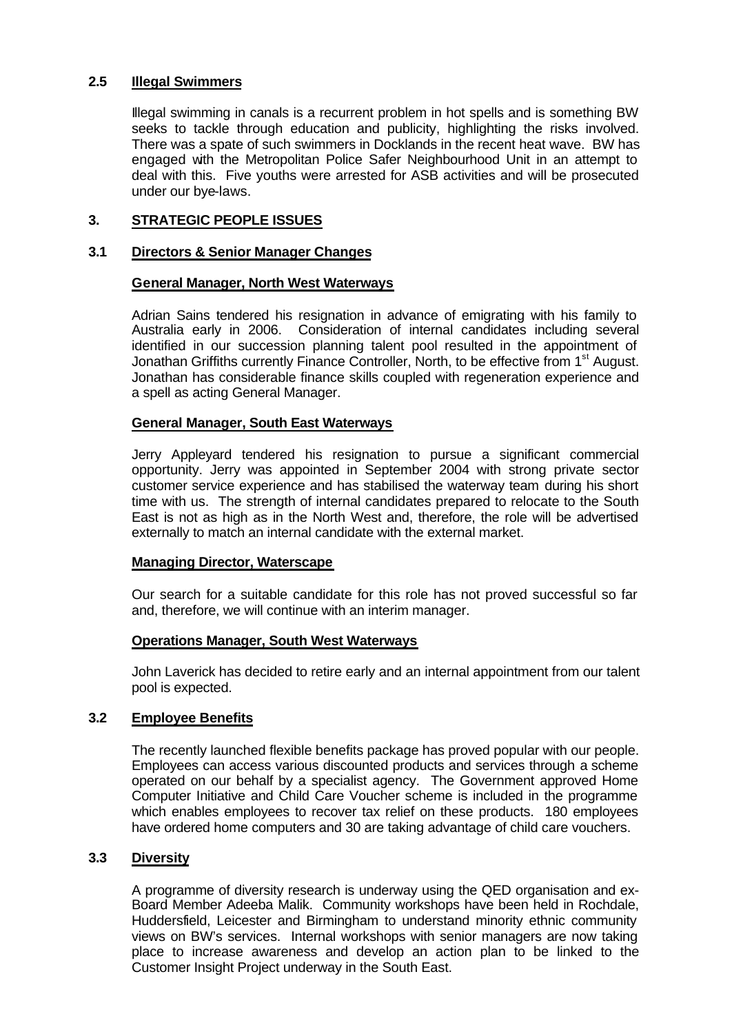### 2.5 Illegal Swimmers

Illegal swimming in canals is a recurrent problem in hot spells and is something BW seeks to tackle through education and publicity, highlighting the risks involved. There was a spate of such swimmers in Docklands in the recent heat wave. BW has engaged with the Metropolitan Police Safer Neighbourhood Unit in an attempt to deal with this. Five youths were arrested for ASB activities and will be prosecuted under our bye-laws.

## 3. STRATEGIC PEOPLE ISSUES

### 3.1 Directors & Senior Manager Changes

**General Manager, North West Waterways**

Adrian Sains tendered his resignation in advance of emigrating with his family to Australia early in 2006. Consideration of internal candidates including several identified in our succession planning talent pool resulted in the appointment of Jonathan Griffiths currently Finance Controller, North, to be effective from 1st August. Jonathan has considerable finance skills coupled with regeneration experience and a spell as acting General Manager.

**General Manager, South East Waterways**

Jerry Appleyard tendered his resignation to pursue a significant commercial opportunity. Jerry was appointed in September 2004 with strong private sector customer service experience and has stabilised the waterway team during his short time with us. The strength of internal candidates prepared to relocate to the South East is not as high as in the North West and, therefore, the role will be advertised externally to match an internal candidate with the external market.

**Managing Director, Waterscape**

Our search for a suitable candidate for this role has not proved successful so far and, therefore, we will continue with an interim manager.

**Operations Manager, South West Waterways**

John Laverick has decided to retire early and an internal appointment from our talent pool is expected.

### 3.2 Employee Benefits

The recently launched flexible benefits package has proved popular with our people. Employees can access various discounted products and services through a scheme operated on our behalf by a specialist agency. The Government approved Home Computer Initiative and Child Care Voucher scheme is included in the programme which enables employees to recover tax relief on these products. 180 employees have ordered home computers and 30 are taking advantage of child care vouchers.

### 3.3 Diversity

A programme of diversity research is underway using the QED organisation and ex-Board Member Adeeba Malik. Community workshops have been held in Rochdale, Huddersfield, Leicester and Birmingham to understand minority ethnic community views on BW's services. Internal workshops with senior managers are now taking place to increase awareness and develop an action plan to be linked to the Customer Insight Project underway in the South East.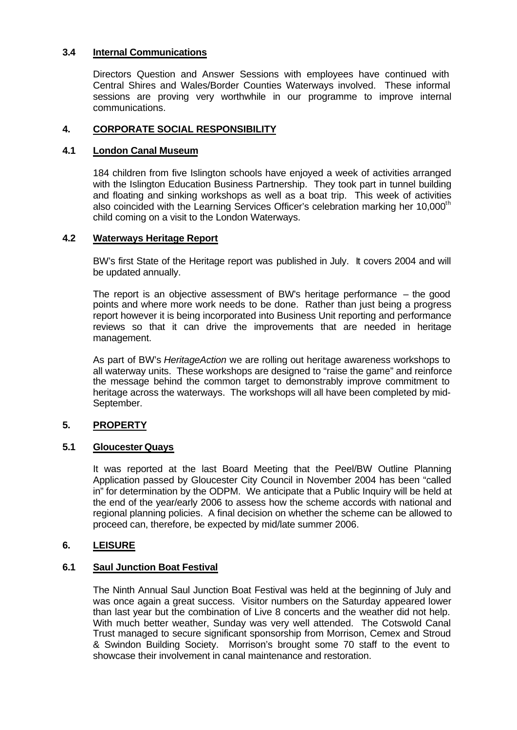### 3.4 Internal Communications

Directors Question and Answer Sessions with employees have continued with Central Shires and Wales/Border Counties Waterways involved. These informal sessions are proving very worthwhile in our programme to improve internal communications.

## 4. CORPORATE SOCIAL RESPONSIBILITY

### 4.1 London Canal Museum

184 children from five Islington schools have enjoyed a week of activities arranged with the Islington Education Business Partnership. They took part in tunnel building and floating and sinking workshops as well as a boat trip. This week of activities also coincided with the Learning Services Officer's celebration marking her 10,000th child coming on a visit to the London Waterways.

### 4.2 Waterways Heritage Report

BW's first State of the Heritage report was published in July. It covers 2004 and will be updated annually.

The report is an objective assessment of BW's heritage performance – the good points and where more work needs to be done. Rather than just being a progress report however it is being incorporated into Business Unit reporting and performance reviews so that it can drive the improvements that are needed in heritage management.

As part of BW's *HeritageAction* we are rolling out heritage awareness workshops to all waterway units. These workshops are designed to "raise the game" and reinforce the message behind the common target to demonstrably improve commitment to heritage across the waterways. The workshops will all have been completed by mid-September.

## 5. PROPERTY

### 5.1 Gloucester Quays

It was reported at the last Board Meeting that the Peel/BW Outline Planning Application passed by Gloucester City Council in November 2004 has been "called in" for determination by the ODPM. We anticipate that a Public Inquiry will be held at the end of the year/early 2006 to assess how the scheme accords with national and regional planning policies. A final decision on whether the scheme can be allowed to proceed can, therefore, be expected by mid/late summer 2006.

## 6. LEISURE

### 6.1 Saul Junction Boat Festival

The Ninth Annual Saul Junction Boat Festival was held at the beginning of July and was once again a great success. Visitor numbers on the Saturday appeared lower than last year but the combination of Live 8 concerts and the weather did not help. With much better weather, Sunday was very well attended. The Cotswold Canal Trust managed to secure significant sponsorship from Morrison, Cemex and Stroud & Swindon Building Society. Morrison's brought some 70 staff to the event to showcase their involvement in canal maintenance and restoration.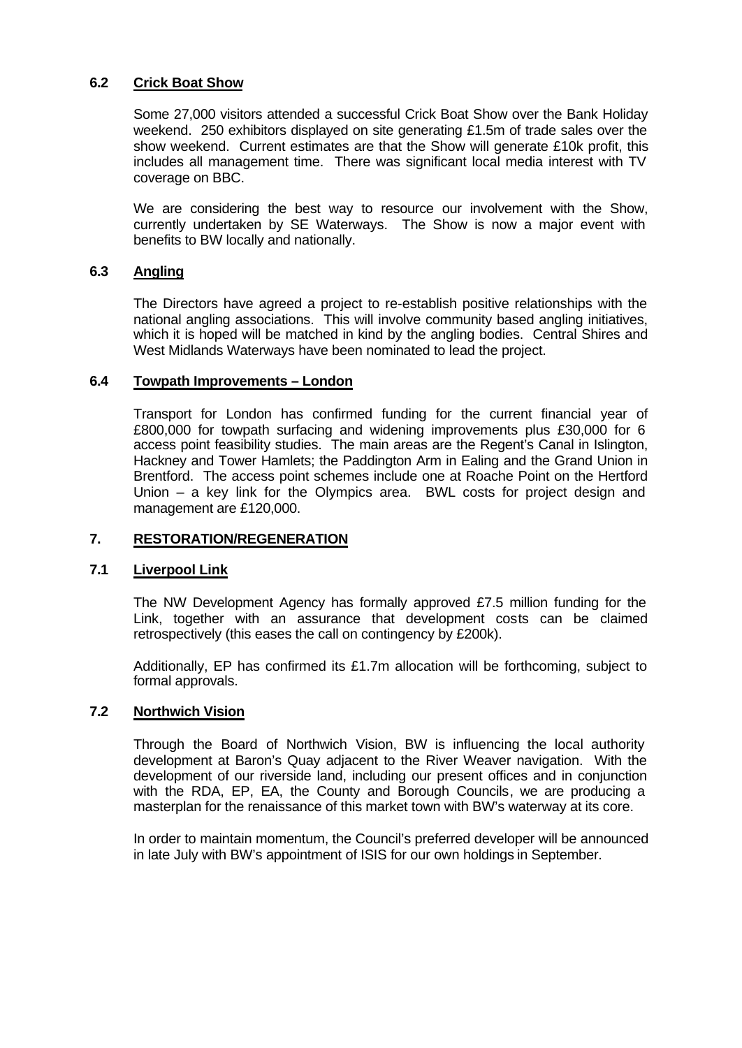### 6.2 Crick Boat Show

Some 27,000 visitors attended a successful Crick Boat Show over the Bank Holiday weekend. 250 exhibitors displayed on site generating £1.5m of trade sales over the show weekend. Current estimates are that the Show will generate £10k profit, this includes all management time. There was significant local media interest with TV coverage on BBC.

We are considering the best way to resource our involvement with the Show, currently undertaken by SE Waterways. The Show is now a major event with benefits to BW locally and nationally.

### 6.3 Angling

The Directors have agreed a project to re-establish positive relationships with the national angling associations. This will involve community based angling initiatives, which it is hoped will be matched in kind by the angling bodies. Central Shires and West Midlands Waterways have been nominated to lead the project.

### 6.4 Towpath Improvements – London

Transport for London has confirmed funding for the current financial year of £800,000 for towpath surfacing and widening improvements plus £30,000 for 6 access point feasibility studies. The main areas are the Regent's Canal in Islington, Hackney and Tower Hamlets; the Paddington Arm in Ealing and the Grand Union in Brentford. The access point schemes include one at Roache Point on the Hertford Union – a key link for the Olympics area. BWL costs for project design and management are £120,000.

## 7. RESTORATION/REGENERATION

### 7.1 Liverpool Link

The NW Development Agency has formally approved £7.5 million funding for the Link, together with an assurance that development costs can be claimed retrospectively (this eases the call on contingency by £200k).

Additionally, EP has confirmed its £1.7m allocation will be forthcoming, subject to formal approvals.

### 7.2 Northwich Vision

Through the Board of Northwich Vision, BW is influencing the local authority development at Baron's Quay adjacent to the River Weaver navigation. With the development of our riverside land, including our present offices and in conjunction with the RDA, EP, EA, the County and Borough Councils, we are producing a masterplan for the renaissance of this market town with BW's waterway at its core.

In order to maintain momentum, the Council's preferred developer will be announced in late July with BW's appointment of ISIS for our own holdings in September.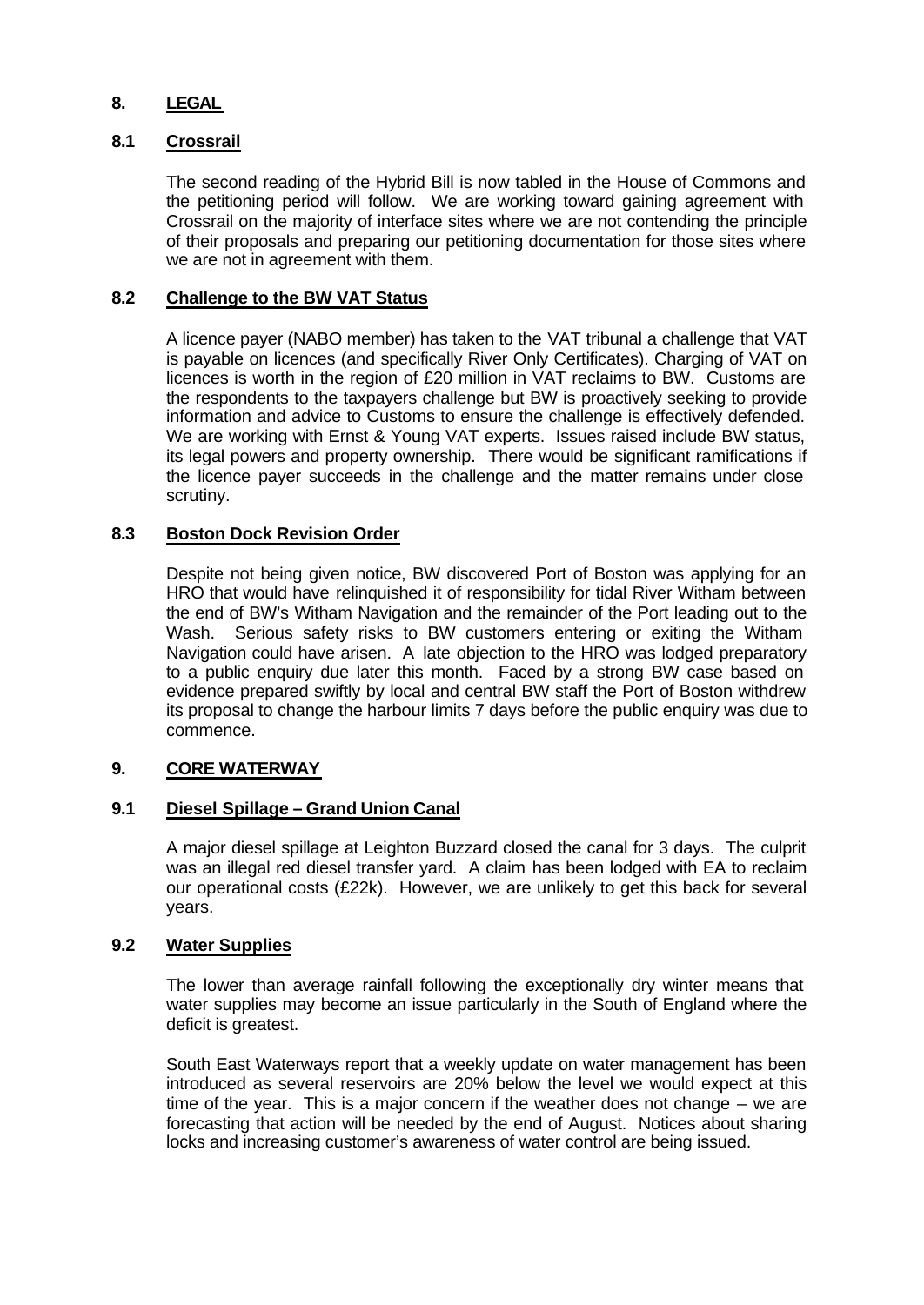## 8. LEGAL

### 8.1 Crossrail

The second reading of the Hybrid Bill is now tabled in the House of Commons and the petitioning period will follow. We are working toward gaining agreement with Crossrail on the majority of interface sites where we are not contending the principle of their proposals and preparing our petitioning documentation for those sites where we are not in agreement with them.

### 8.2 Challenge to the BW VAT Status

A licence payer (NABO member) has taken to the VAT tribunal a challenge that VAT is payable on licences (and specifically River Only Certificates). Charging of VAT on licences is worth in the region of £20 million in VAT reclaims to BW. Customs are the respondents to the taxpayers challenge but BW is proactively seeking to provide information and advice to Customs to ensure the challenge is effectively defended. We are working with Ernst & Young VAT experts. Issues raised include BW status, its legal powers and property ownership. There would be significant ramifications if the licence payer succeeds in the challenge and the matter remains under close scrutiny.

### 8.3 Boston Dock Revision Order

Despite not being given notice, BW discovered Port of Boston was applying for an HRO that would have relinquished it of responsibility for tidal River Witham between the end of BW's Witham Navigation and the remainder of the Port leading out to the Wash. Serious safety risks to BW customers entering or exiting the Witham Navigation could have arisen. A late objection to the HRO was lodged preparatory to a public enquiry due later this month. Faced by a strong BW case based on evidence prepared swiftly by local and central BW staff the Port of Boston withdrew its proposal to change the harbour limits 7 days before the public enquiry was due to commence.

## 9. CORE WATERWAY

### 9.1 Diesel Spillage – Grand Union Canal

A major diesel spillage at Leighton Buzzard closed the canal for 3 days. The culprit was an illegal red diesel transfer yard. A claim has been lodged with EA to reclaim our operational costs (£22k). However, we are unlikely to get this back for several years.

### 9.2 Water Supplies

The lower than average rainfall following the exceptionally dry winter means that water supplies may become an issue particularly in the South of England where the deficit is greatest.

South East Waterways report that a weekly update on water management has been introduced as several reservoirs are 20% below the level we would expect at this time of the year. This is a major concern if the weather does not change – we are forecasting that action will be needed by the end of August. Notices about sharing locks and increasing customer's awareness of water control are being issued.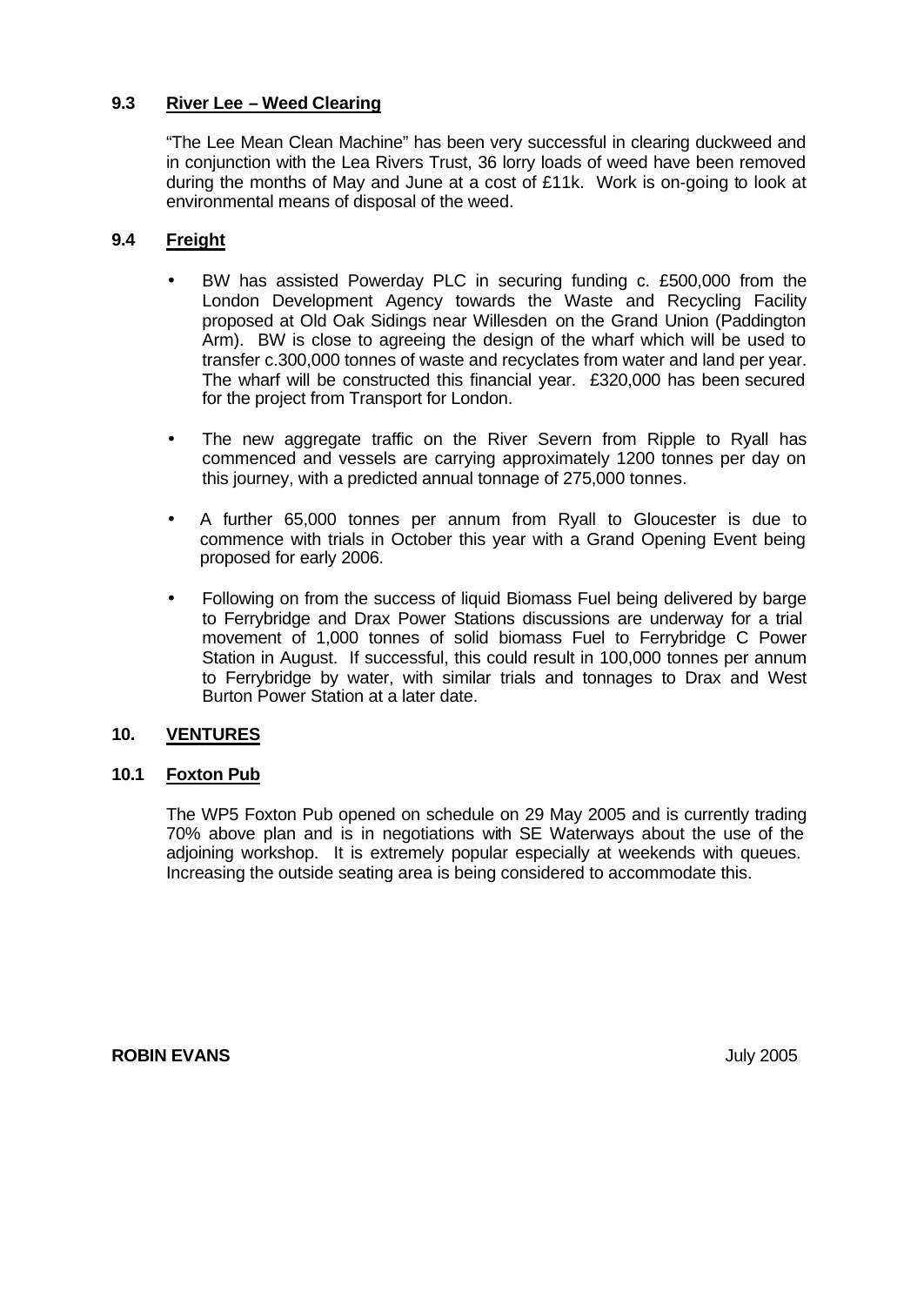### 9.3 River Lee – Weed Clearing

"The Lee Mean Clean Machine" has been very successful in clearing duckweed and in conjunction with the Lea Rivers Trust, 36 lorry loads of weed have been removed during the months of May and June at a cost of £11k. Work is on-going to look at environmental means of disposal of the weed.

### 9.4 Freight

- BW has assisted Powerday PLC in securing funding c. £500,000 from the London Development Agency towards the Waste and Recycling Facility proposed at Old Oak Sidings near Willesden on the Grand Union (Paddington Arm). BW is close to agreeing the design of the wharf which will be used to transfer c.300,000 tonnes of waste and recyclates from water and land per year. The wharf will be constructed this financial year. £320,000 has been secured for the project from Transport for London.

- The new aggregate traffic on the River Severn from Ripple to Ryall has commenced and vessels are carrying approximately 1200 tonnes per day on this journey, with a predicted annual tonnage of 275,000 tonnes.

- A further 65,000 tonnes per annum from Ryall to Gloucester is due to commence with trials in October this year with a Grand Opening Event being proposed for early 2006.

- Following on from the success of liquid Biomass Fuel being delivered by barge to Ferrybridge and Drax Power Stations discussions are underway for a trial movement of 1,000 tonnes of solid biomass Fuel to Ferrybridge C Power Station in August. If successful, this could result in 100,000 tonnes per annum to Ferrybridge by water, with similar trials and tonnages to Drax and West Burton Power Station at a later date.

## 10. VENTURES

### 10.1 Foxton Pub

The WP5 Foxton Pub opened on schedule on 29 May 2005 and is currently trading 70% above plan and is in negotiations with SE Waterways about the use of the adjoining workshop. It is extremely popular especially at weekends with queues. Increasing the outside seating area is being considered to accommodate this.

**ROBIN EVANS** July 2005